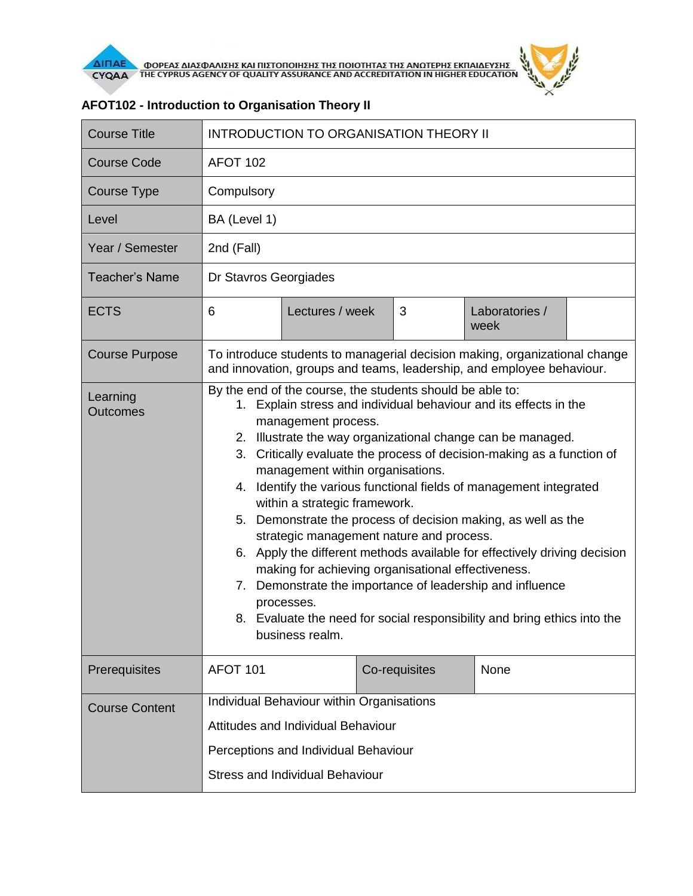ΦΟΡΕΑΣ ΔΙΑΣΦΑΛΙΣΗΣ ΚΑΙ ΠΙΣΤΟΠΟΙΗΣΗΣ ΤΗΣ ΠΟΙΟΤΗΤΑΣ ΤΗΣ ΑΝΩΤΕΡΗΣ ΕΚΠΑΙΔΕΥΣΗΣ
THE CYPRUS AGENCY OF QUALITY ASSURANCE AND ACCREDITATION IN HIGHER EDUCATION

**AFOT102 - Introduction to Organisation Theory II**

| Course Title | INTRODUCTION TO ORGANISATION THEORY II | | | | |
|---|---|---|---|---|---|
| Course Code | AFOT 102 | | | | |
| Course Type | Compulsory | | | | |
| Level | BA (Level 1) | | | | |
| Year / Semester | 2nd (Fall) | | | | |
| Teacher's Name | Dr Stavros Georgiades | | | | |
| ECTS | 6 | Lectures / week | 3 | Laboratories / week | |
| Course Purpose | To introduce students to managerial decision making, organizational change and innovation, groups and teams, leadership, and employee behaviour. | | | | |
| Learning Outcomes | By the end of the course, the students should be able to:<br>1. Explain stress and individual behaviour and its effects in the management process.<br>2. Illustrate the way organizational change can be managed.<br>3. Critically evaluate the process of decision-making as a function of management within organisations.<br>4. Identify the various functional fields of management integrated within a strategic framework.<br>5. Demonstrate the process of decision making, as well as the strategic management nature and process.<br>6. Apply the different methods available for effectively driving decision making for achieving organisational effectiveness.<br>7. Demonstrate the importance of leadership and influence processes.<br>8. Evaluate the need for social responsibility and bring ethics into the business realm. | | | | |
| Prerequisites | AFOT 101 | Co-requisites | None | | |
| Course Content | Individual Behaviour within Organisations<br>Attitudes and Individual Behaviour<br>Perceptions and Individual Behaviour<br>Stress and Individual Behaviour | | | | |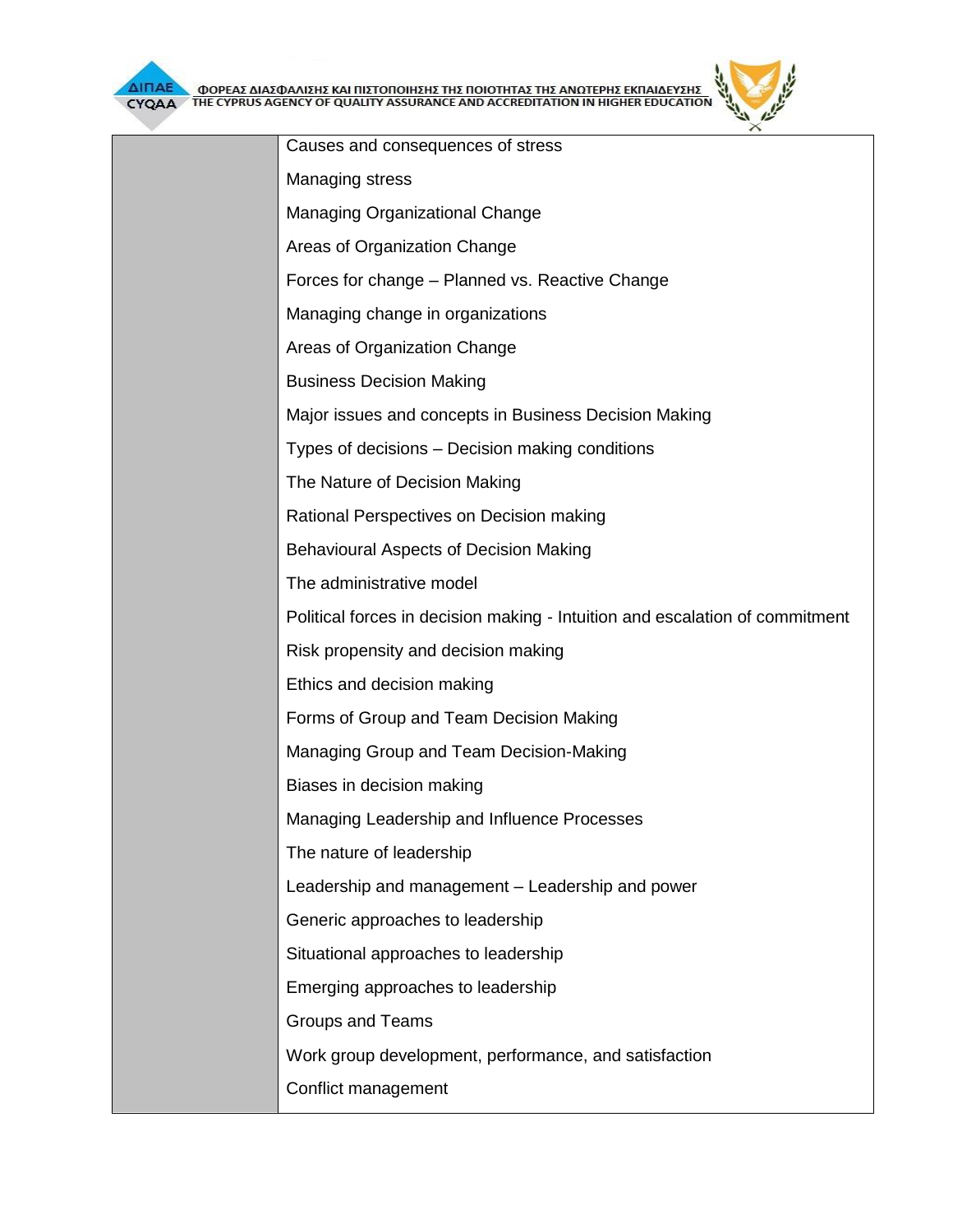| | |
|---|---|
| | Causes and consequences of stress<br>Managing stress<br>Managing Organizational Change<br>Areas of Organization Change<br>Forces for change – Planned vs. Reactive Change<br>Managing change in organizations<br>Areas of Organization Change<br>Business Decision Making<br>Major issues and concepts in Business Decision Making<br>Types of decisions – Decision making conditions<br>The Nature of Decision Making<br>Rational Perspectives on Decision making<br>Behavioural Aspects of Decision Making<br>The administrative model<br>Political forces in decision making - Intuition and escalation of commitment<br>Risk propensity and decision making<br>Ethics and decision making<br>Forms of Group and Team Decision Making<br>Managing Group and Team Decision-Making<br>Biases in decision making<br>Managing Leadership and Influence Processes<br>The nature of leadership<br>Leadership and management – Leadership and power<br>Generic approaches to leadership<br>Situational approaches to leadership<br>Emerging approaches to leadership<br>Groups and Teams<br>Work group development, performance, and satisfaction<br>Conflict management |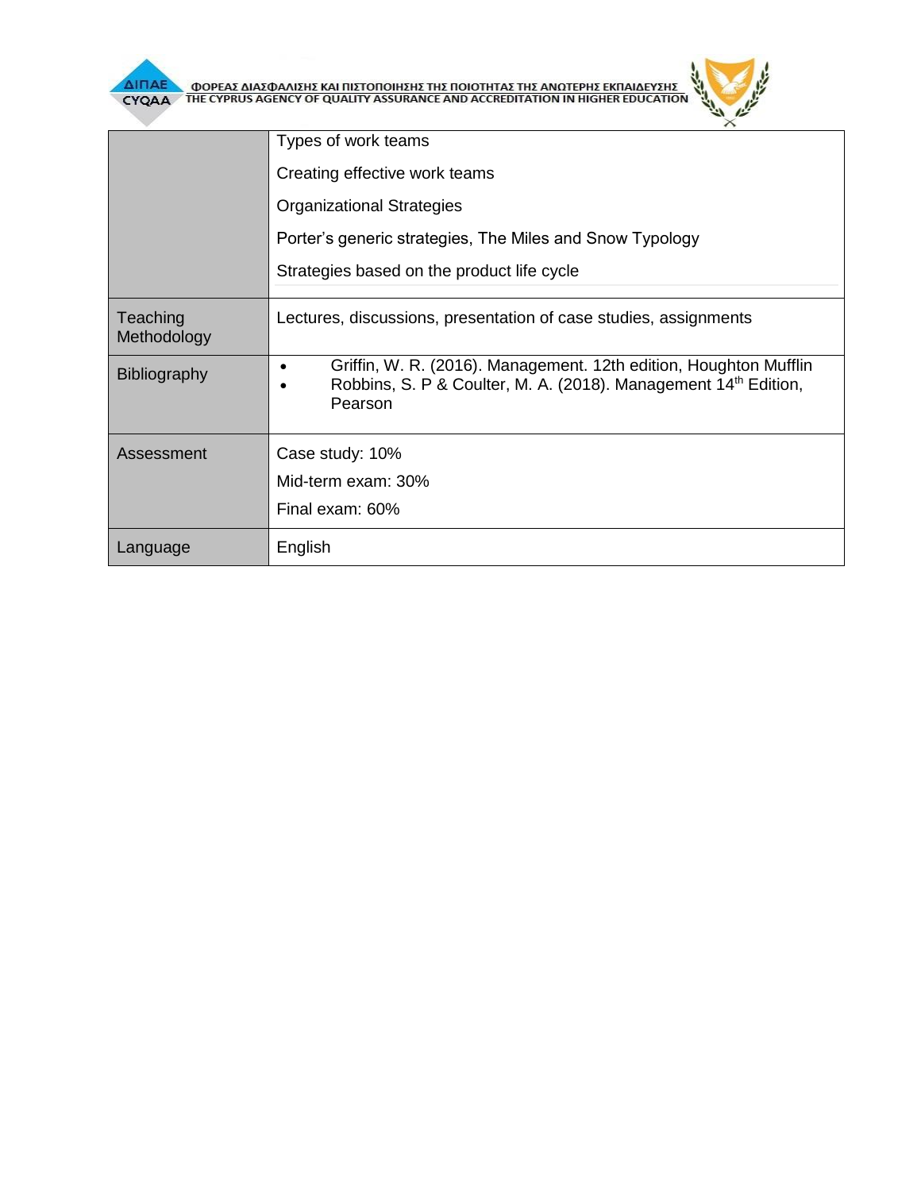| | |
|---|---|
| | Types of work teams<br>Creating effective work teams<br>Organizational Strategies<br>Porter's generic strategies, The Miles and Snow Typology<br>Strategies based on the product life cycle |
| Teaching Methodology | Lectures, discussions, presentation of case studies, assignments |
| Bibliography | • Griffin, W. R. (2016). Management. 12th edition, Houghton Mufflin<br>• Robbins, S. P & Coulter, M. A. (2018). Management 14th Edition, Pearson |
| Assessment | Case study: 10%<br>Mid-term exam: 30%<br>Final exam: 60% |
| Language | English |